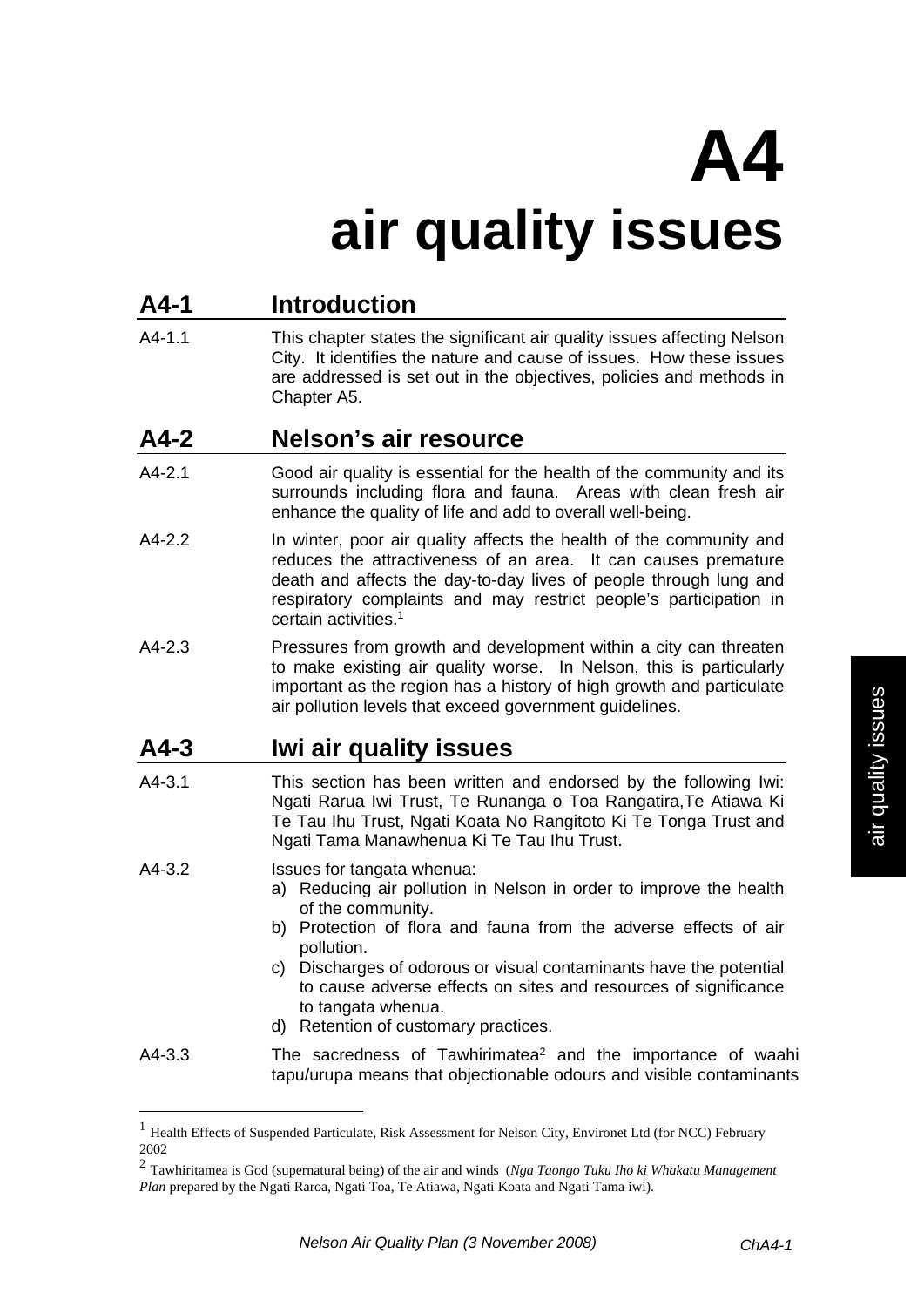# A4
# air quality issues

## A4-1 Introduction

A4-1.1 This chapter states the significant air quality issues affecting Nelson City. It identifies the nature and cause of issues. How these issues are addressed is set out in the objectives, policies and methods in Chapter A5.

## A4-2 Nelson's air resource

A4-2.1 Good air quality is essential for the health of the community and its surrounds including flora and fauna. Areas with clean fresh air enhance the quality of life and add to overall well-being.

A4-2.2 In winter, poor air quality affects the health of the community and reduces the attractiveness of an area. It can causes premature death and affects the day-to-day lives of people through lung and respiratory complaints and may restrict people's participation in certain activities.[1]

A4-2.3 Pressures from growth and development within a city can threaten to make existing air quality worse. In Nelson, this is particularly important as the region has a history of high growth and particulate air pollution levels that exceed government guidelines.

## A4-3 Iwi air quality issues

A4-3.1 This section has been written and endorsed by the following Iwi: Ngati Rarua Iwi Trust, Te Runanga o Toa Rangatira,Te Atiawa Ki Te Tau Ihu Trust, Ngati Koata No Rangitoto Ki Te Tonga Trust and Ngati Tama Manawhenua Ki Te Tau Ihu Trust.

A4-3.2 Issues for tangata whenua:

a) Reducing air pollution in Nelson in order to improve the health of the community.
b) Protection of flora and fauna from the adverse effects of air pollution.
c) Discharges of odorous or visual contaminants have the potential to cause adverse effects on sites and resources of significance to tangata whenua.
d) Retention of customary practices.

A4-3.3 The sacredness of Tawhirimatea[2] and the importance of waahi tapu/urupa means that objectionable odours and visible contaminants

---

[1] Health Effects of Suspended Particulate, Risk Assessment for Nelson City, Environet Ltd (for NCC) February 2002

[2] Tawhiritamea is God (supernatural being) of the air and winds (*Nga Taongo Tuku Iho ki Whakatu Management Plan* prepared by the Ngati Raroa, Ngati Toa, Te Atiawa, Ngati Koata and Ngati Tama iwi).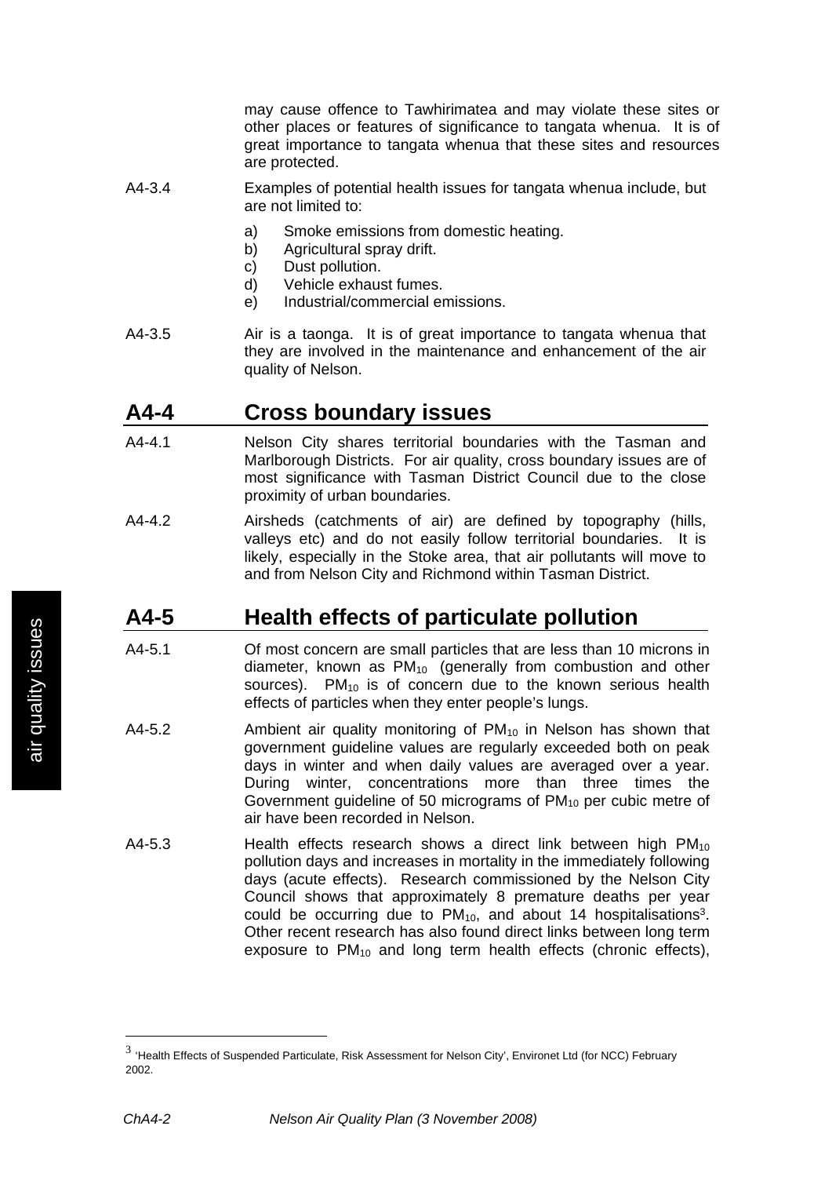may cause offence to Tawhirimatea and may violate these sites or other places or features of significance to tangata whenua. It is of great importance to tangata whenua that these sites and resources are protected.

A4-3.4 Examples of potential health issues for tangata whenua include, but are not limited to:

a) Smoke emissions from domestic heating.
b) Agricultural spray drift.
c) Dust pollution.
d) Vehicle exhaust fumes.
e) Industrial/commercial emissions.

A4-3.5 Air is a taonga. It is of great importance to tangata whenua that they are involved in the maintenance and enhancement of the air quality of Nelson.

## A4-4 Cross boundary issues

A4-4.1 Nelson City shares territorial boundaries with the Tasman and Marlborough Districts. For air quality, cross boundary issues are of most significance with Tasman District Council due to the close proximity of urban boundaries.

A4-4.2 Airsheds (catchments of air) are defined by topography (hills, valleys etc) and do not easily follow territorial boundaries. It is likely, especially in the Stoke area, that air pollutants will move to and from Nelson City and Richmond within Tasman District.

## A4-5 Health effects of particulate pollution

A4-5.1 Of most concern are small particles that are less than 10 microns in diameter, known as $PM_{10}$ (generally from combustion and other sources). $PM_{10}$ is of concern due to the known serious health effects of particles when they enter people's lungs.

A4-5.2 Ambient air quality monitoring of $PM_{10}$ in Nelson has shown that government guideline values are regularly exceeded both on peak days in winter and when daily values are averaged over a year. During winter, concentrations more than three times the Government guideline of 50 micrograms of $PM_{10}$ per cubic metre of air have been recorded in Nelson.

A4-5.3 Health effects research shows a direct link between high $PM_{10}$ pollution days and increases in mortality in the immediately following days (acute effects). Research commissioned by the Nelson City Council shows that approximately 8 premature deaths per year could be occurring due to $PM_{10}$, and about 14 hospitalisations[3]. Other recent research has also found direct links between long term exposure to $PM_{10}$ and long term health effects (chronic effects),

---

[3] 'Health Effects of Suspended Particulate, Risk Assessment for Nelson City', Environet Ltd (for NCC) February 2002.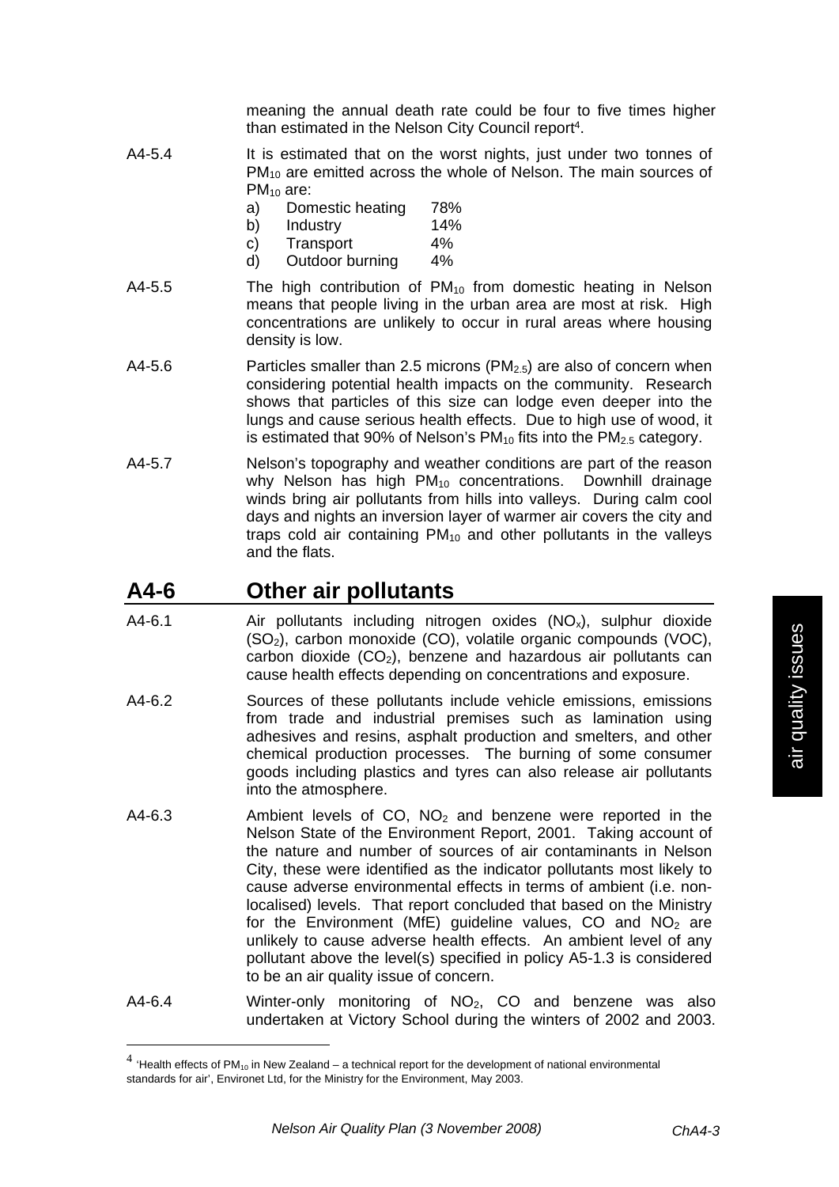meaning the annual death rate could be four to five times higher than estimated in the Nelson City Council report[4].

A4-5.4 It is estimated that on the worst nights, just under two tonnes of $PM_{10}$ are emitted across the whole of Nelson. The main sources of $PM_{10}$ are:

a) Domestic heating 78%
b) Industry 14%
c) Transport 4%
d) Outdoor burning 4%

A4-5.5 The high contribution of $PM_{10}$ from domestic heating in Nelson means that people living in the urban area are most at risk. High concentrations are unlikely to occur in rural areas where housing density is low.

A4-5.6 Particles smaller than 2.5 microns ($PM_{2.5}$) are also of concern when considering potential health impacts on the community. Research shows that particles of this size can lodge even deeper into the lungs and cause serious health effects. Due to high use of wood, it is estimated that 90% of Nelson's $PM_{10}$ fits into the $PM_{2.5}$ category.

A4-5.7 Nelson's topography and weather conditions are part of the reason why Nelson has high $PM_{10}$ concentrations. Downhill drainage winds bring air pollutants from hills into valleys. During calm cool days and nights an inversion layer of warmer air covers the city and traps cold air containing $PM_{10}$ and other pollutants in the valleys and the flats.

## A4-6 Other air pollutants

A4-6.1 Air pollutants including nitrogen oxides ($NO_x$), sulphur dioxide ($SO_2$), carbon monoxide (CO), volatile organic compounds (VOC), carbon dioxide ($CO_2$), benzene and hazardous air pollutants can cause health effects depending on concentrations and exposure.

A4-6.2 Sources of these pollutants include vehicle emissions, emissions from trade and industrial premises such as lamination using adhesives and resins, asphalt production and smelters, and other chemical production processes. The burning of some consumer goods including plastics and tyres can also release air pollutants into the atmosphere.

A4-6.3 Ambient levels of CO, $NO_2$ and benzene were reported in the Nelson State of the Environment Report, 2001. Taking account of the nature and number of sources of air contaminants in Nelson City, these were identified as the indicator pollutants most likely to cause adverse environmental effects in terms of ambient (i.e. non-localised) levels. That report concluded that based on the Ministry for the Environment (MfE) guideline values, CO and $NO_2$ are unlikely to cause adverse health effects. An ambient level of any pollutant above the level(s) specified in policy A5-1.3 is considered to be an air quality issue of concern.

A4-6.4 Winter-only monitoring of $NO_2$, CO and benzene was also undertaken at Victory School during the winters of 2002 and 2003.

---

[4] 'Health effects of $PM_{10}$ in New Zealand – a technical report for the development of national environmental standards for air', Environet Ltd, for the Ministry for the Environment, May 2003.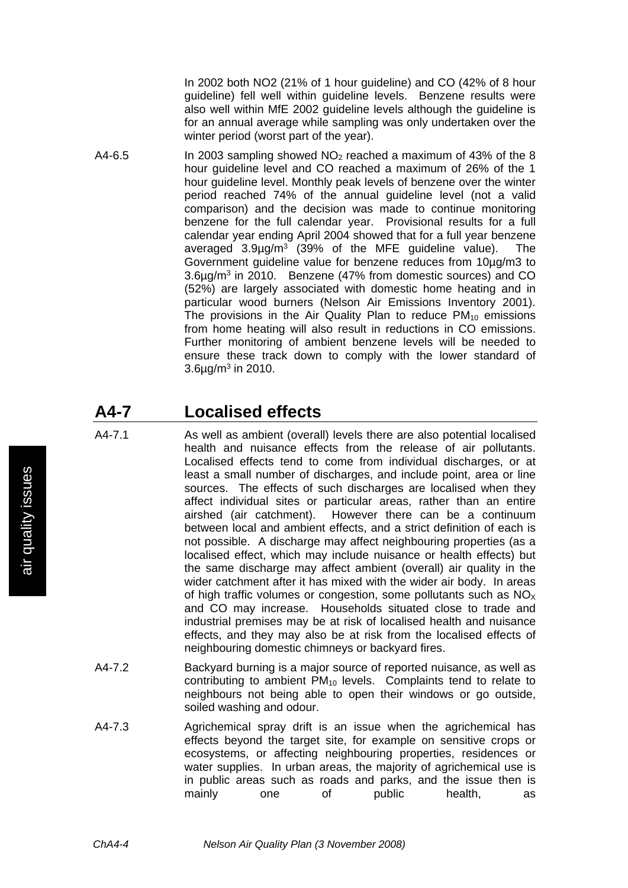In 2002 both NO2 (21% of 1 hour guideline) and CO (42% of 8 hour guideline) fell well within guideline levels. Benzene results were also well within MfE 2002 guideline levels although the guideline is for an annual average while sampling was only undertaken over the winter period (worst part of the year).

A4-6.5 In 2003 sampling showed $NO_2$ reached a maximum of 43% of the 8 hour guideline level and CO reached a maximum of 26% of the 1 hour guideline level. Monthly peak levels of benzene over the winter period reached 74% of the annual guideline level (not a valid comparison) and the decision was made to continue monitoring benzene for the full calendar year. Provisional results for a full calendar year ending April 2004 showed that for a full year benzene averaged 3.9µg/m$^3$ (39% of the MFE guideline value). The Government guideline value for benzene reduces from 10µg/m3 to 3.6µg/m$^3$ in 2010. Benzene (47% from domestic sources) and CO (52%) are largely associated with domestic home heating and in particular wood burners (Nelson Air Emissions Inventory 2001). The provisions in the Air Quality Plan to reduce $PM_{10}$ emissions from home heating will also result in reductions in CO emissions. Further monitoring of ambient benzene levels will be needed to ensure these track down to comply with the lower standard of 3.6µg/m$^3$ in 2010.

## A4-7 Localised effects

A4-7.1 As well as ambient (overall) levels there are also potential localised health and nuisance effects from the release of air pollutants. Localised effects tend to come from individual discharges, or at least a small number of discharges, and include point, area or line sources. The effects of such discharges are localised when they affect individual sites or particular areas, rather than an entire airshed (air catchment). However there can be a continuum between local and ambient effects, and a strict definition of each is not possible. A discharge may affect neighbouring properties (as a localised effect, which may include nuisance or health effects) but the same discharge may affect ambient (overall) air quality in the wider catchment after it has mixed with the wider air body. In areas of high traffic volumes or congestion, some pollutants such as $NO_X$ and CO may increase. Households situated close to trade and industrial premises may be at risk of localised health and nuisance effects, and they may also be at risk from the localised effects of neighbouring domestic chimneys or backyard fires.

A4-7.2 Backyard burning is a major source of reported nuisance, as well as contributing to ambient $PM_{10}$ levels. Complaints tend to relate to neighbours not being able to open their windows or go outside, soiled washing and odour.

A4-7.3 Agrichemical spray drift is an issue when the agrichemical has effects beyond the target site, for example on sensitive crops or ecosystems, or affecting neighbouring properties, residences or water supplies. In urban areas, the majority of agrichemical use is in public areas such as roads and parks, and the issue then is mainly one of public health, as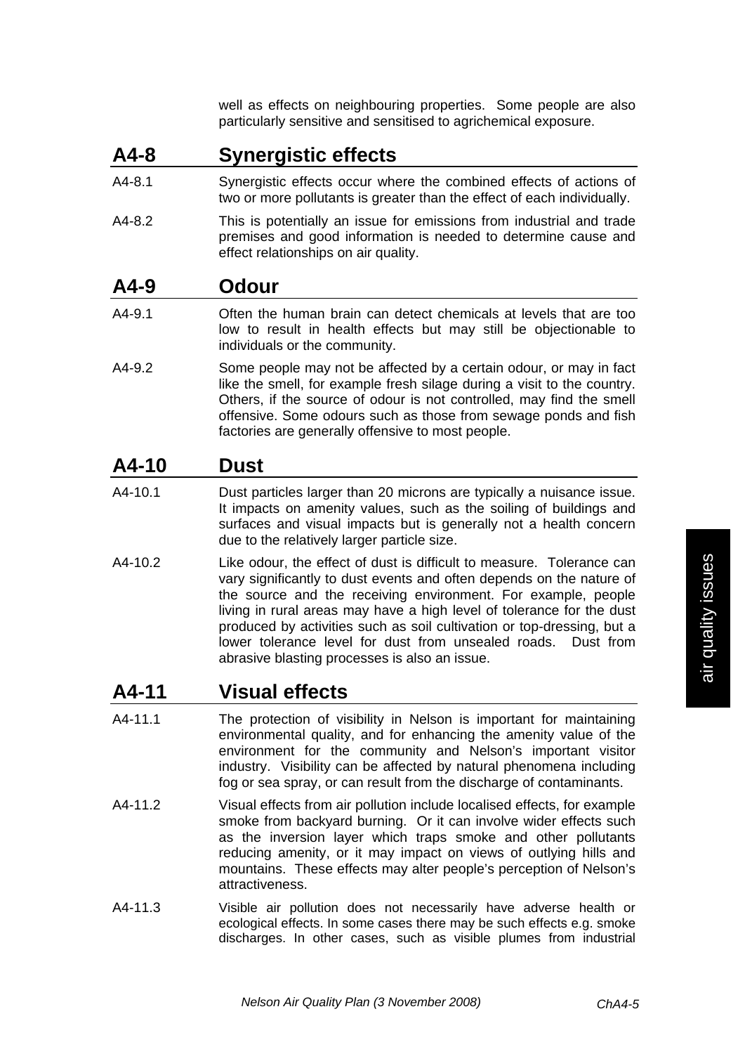well as effects on neighbouring properties. Some people are also particularly sensitive and sensitised to agrichemical exposure.

## A4-8 Synergistic effects

A4-8.1 Synergistic effects occur where the combined effects of actions of two or more pollutants is greater than the effect of each individually.

A4-8.2 This is potentially an issue for emissions from industrial and trade premises and good information is needed to determine cause and effect relationships on air quality.

## A4-9 Odour

A4-9.1 Often the human brain can detect chemicals at levels that are too low to result in health effects but may still be objectionable to individuals or the community.

A4-9.2 Some people may not be affected by a certain odour, or may in fact like the smell, for example fresh silage during a visit to the country. Others, if the source of odour is not controlled, may find the smell offensive. Some odours such as those from sewage ponds and fish factories are generally offensive to most people.

## A4-10 Dust

A4-10.1 Dust particles larger than 20 microns are typically a nuisance issue. It impacts on amenity values, such as the soiling of buildings and surfaces and visual impacts but is generally not a health concern due to the relatively larger particle size.

A4-10.2 Like odour, the effect of dust is difficult to measure. Tolerance can vary significantly to dust events and often depends on the nature of the source and the receiving environment. For example, people living in rural areas may have a high level of tolerance for the dust produced by activities such as soil cultivation or top-dressing, but a lower tolerance level for dust from unsealed roads. Dust from abrasive blasting processes is also an issue.

## A4-11 Visual effects

A4-11.1 The protection of visibility in Nelson is important for maintaining environmental quality, and for enhancing the amenity value of the environment for the community and Nelson's important visitor industry. Visibility can be affected by natural phenomena including fog or sea spray, or can result from the discharge of contaminants.

A4-11.2 Visual effects from air pollution include localised effects, for example smoke from backyard burning. Or it can involve wider effects such as the inversion layer which traps smoke and other pollutants reducing amenity, or it may impact on views of outlying hills and mountains. These effects may alter people's perception of Nelson's attractiveness.

A4-11.3 Visible air pollution does not necessarily have adverse health or ecological effects. In some cases there may be such effects e.g. smoke discharges. In other cases, such as visible plumes from industrial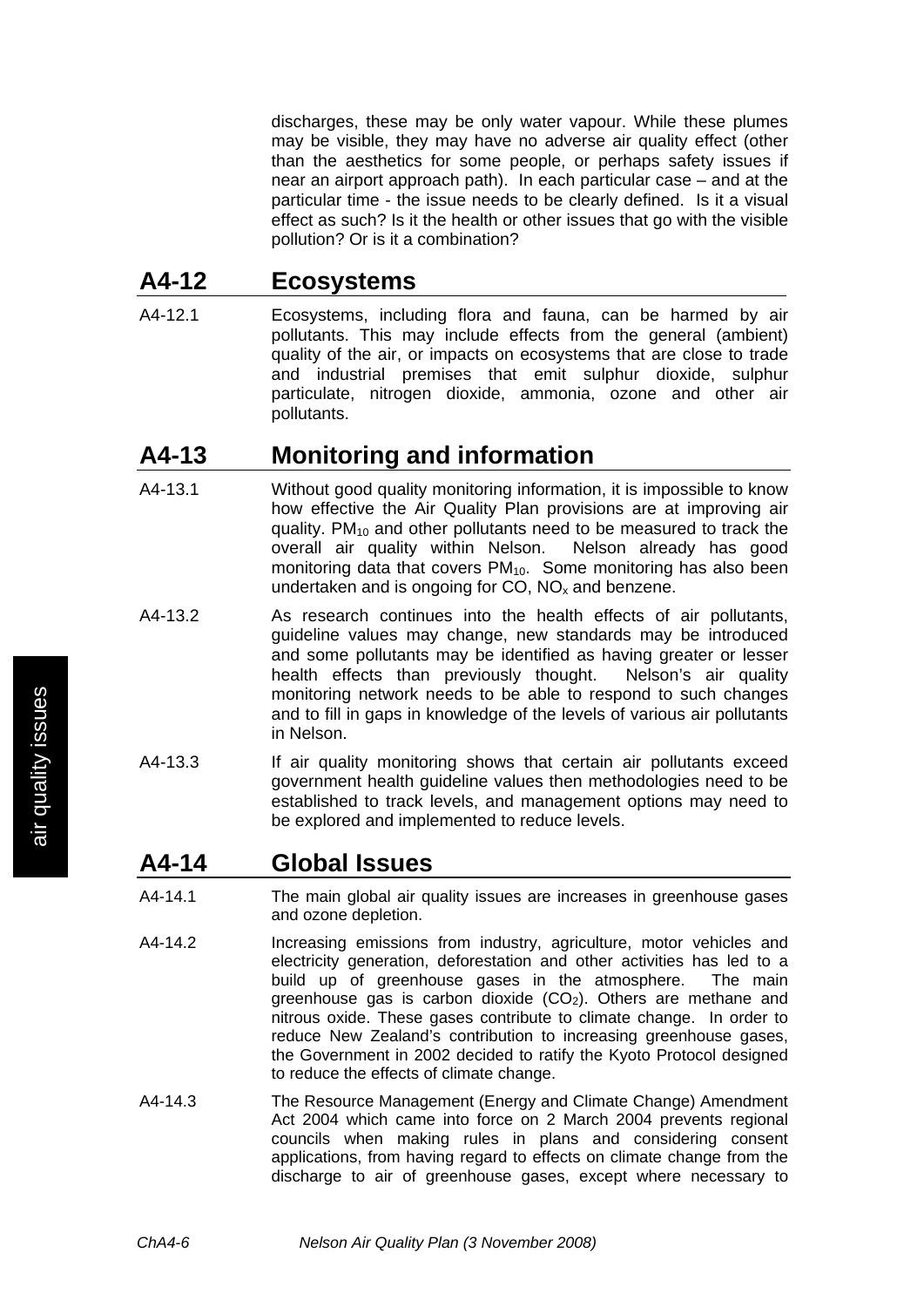discharges, these may be only water vapour. While these plumes may be visible, they may have no adverse air quality effect (other than the aesthetics for some people, or perhaps safety issues if near an airport approach path). In each particular case – and at the particular time - the issue needs to be clearly defined. Is it a visual effect as such? Is it the health or other issues that go with the visible pollution? Or is it a combination?

## A4-12 Ecosystems

A4-12.1 Ecosystems, including flora and fauna, can be harmed by air pollutants. This may include effects from the general (ambient) quality of the air, or impacts on ecosystems that are close to trade and industrial premises that emit sulphur dioxide, sulphur particulate, nitrogen dioxide, ammonia, ozone and other air pollutants.

## A4-13 Monitoring and information

A4-13.1 Without good quality monitoring information, it is impossible to know how effective the Air Quality Plan provisions are at improving air quality. $PM_{10}$ and other pollutants need to be measured to track the overall air quality within Nelson. Nelson already has good monitoring data that covers $PM_{10}$. Some monitoring has also been undertaken and is ongoing for CO, $NO_x$ and benzene.

A4-13.2 As research continues into the health effects of air pollutants, guideline values may change, new standards may be introduced and some pollutants may be identified as having greater or lesser health effects than previously thought. Nelson's air quality monitoring network needs to be able to respond to such changes and to fill in gaps in knowledge of the levels of various air pollutants in Nelson.

A4-13.3 If air quality monitoring shows that certain air pollutants exceed government health guideline values then methodologies need to be established to track levels, and management options may need to be explored and implemented to reduce levels.

## A4-14 Global Issues

A4-14.1 The main global air quality issues are increases in greenhouse gases and ozone depletion.

A4-14.2 Increasing emissions from industry, agriculture, motor vehicles and electricity generation, deforestation and other activities has led to a build up of greenhouse gases in the atmosphere. The main greenhouse gas is carbon dioxide ($CO_2$). Others are methane and nitrous oxide. These gases contribute to climate change. In order to reduce New Zealand's contribution to increasing greenhouse gases, the Government in 2002 decided to ratify the Kyoto Protocol designed to reduce the effects of climate change.

A4-14.3 The Resource Management (Energy and Climate Change) Amendment Act 2004 which came into force on 2 March 2004 prevents regional councils when making rules in plans and considering consent applications, from having regard to effects on climate change from the discharge to air of greenhouse gases, except where necessary to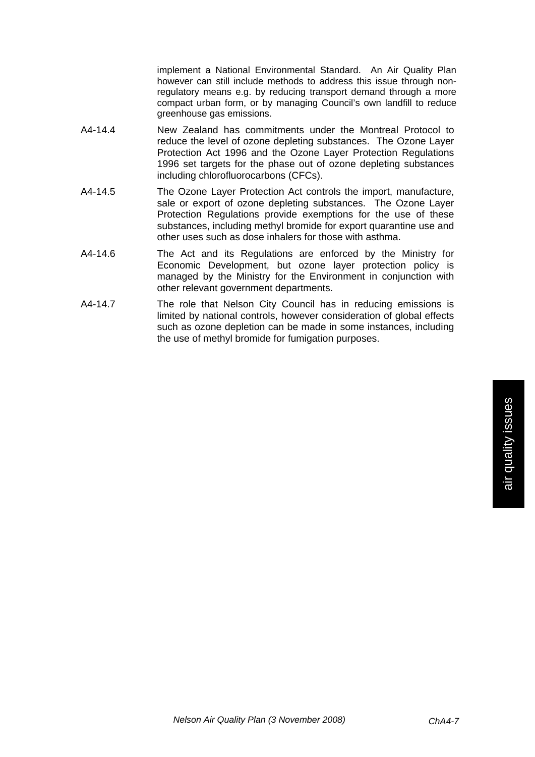implement a National Environmental Standard. An Air Quality Plan however can still include methods to address this issue through non-regulatory means e.g. by reducing transport demand through a more compact urban form, or by managing Council's own landfill to reduce greenhouse gas emissions.

A4-14.4 New Zealand has commitments under the Montreal Protocol to reduce the level of ozone depleting substances. The Ozone Layer Protection Act 1996 and the Ozone Layer Protection Regulations 1996 set targets for the phase out of ozone depleting substances including chlorofluorocarbons (CFCs).

A4-14.5 The Ozone Layer Protection Act controls the import, manufacture, sale or export of ozone depleting substances. The Ozone Layer Protection Regulations provide exemptions for the use of these substances, including methyl bromide for export quarantine use and other uses such as dose inhalers for those with asthma.

A4-14.6 The Act and its Regulations are enforced by the Ministry for Economic Development, but ozone layer protection policy is managed by the Ministry for the Environment in conjunction with other relevant government departments.

A4-14.7 The role that Nelson City Council has in reducing emissions is limited by national controls, however consideration of global effects such as ozone depletion can be made in some instances, including the use of methyl bromide for fumigation purposes.